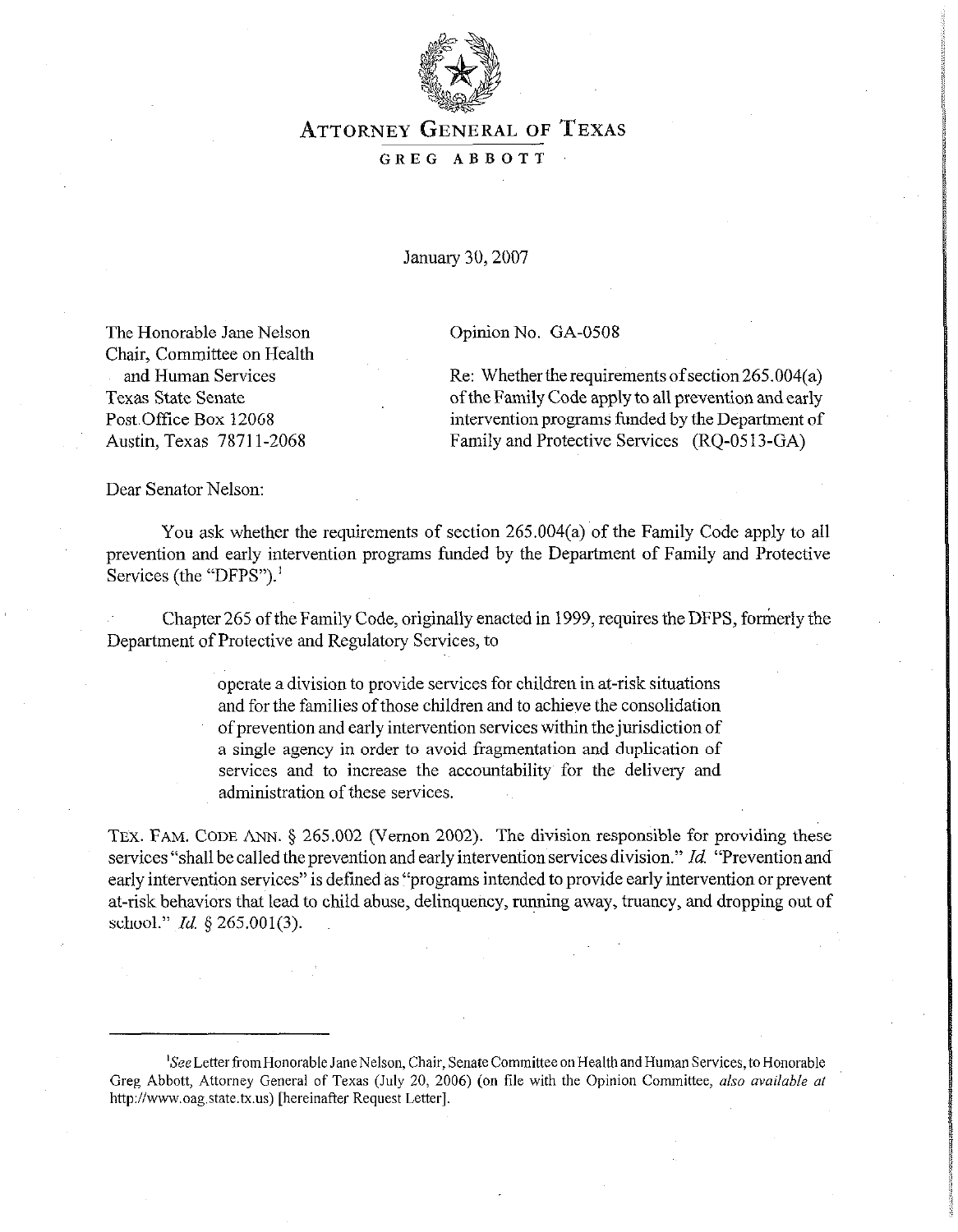# ATTORNEY GENERAL OF TEXAS

## GREG ABBOTT

January 30, 2007

The Honorable Jane Nelson
Chair, Committee on Health
and Human Services
Texas State Senate
Post Office Box 12068
Austin, Texas 78711-2068

Opinion No. GA-0508

Re: Whether the requirements of section 265.004(a) of the Family Code apply to all prevention and early intervention programs funded by the Department of Family and Protective Services (RQ-0513-GA)

Dear Senator Nelson:

You ask whether the requirements of section 265.004(a) of the Family Code apply to all prevention and early intervention programs funded by the Department of Family and Protective Services (the "DFPS").[1]

Chapter 265 of the Family Code, originally enacted in 1999, requires the DFPS, formerly the Department of Protective and Regulatory Services, to

> operate a division to provide services for children in at-risk situations and for the families of those children and to achieve the consolidation of prevention and early intervention services within the jurisdiction of a single agency in order to avoid fragmentation and duplication of services and to increase the accountability for the delivery and administration of these services.

TEX. FAM. CODE ANN. § 265.002 (Vernon 2002). The division responsible for providing these services "shall be called the prevention and early intervention services division." *Id.* "Prevention and early intervention services" is defined as "programs intended to provide early intervention or prevent at-risk behaviors that lead to child abuse, delinquency, running away, truancy, and dropping out of school." *Id.* § 265.001(3).

---

[1] *See* Letter from Honorable Jane Nelson, Chair, Senate Committee on Health and Human Services, to Honorable Greg Abbott, Attorney General of Texas (July 20, 2006) (on file with the Opinion Committee, *also available at* http://www.oag.state.tx.us) [hereinafter Request Letter].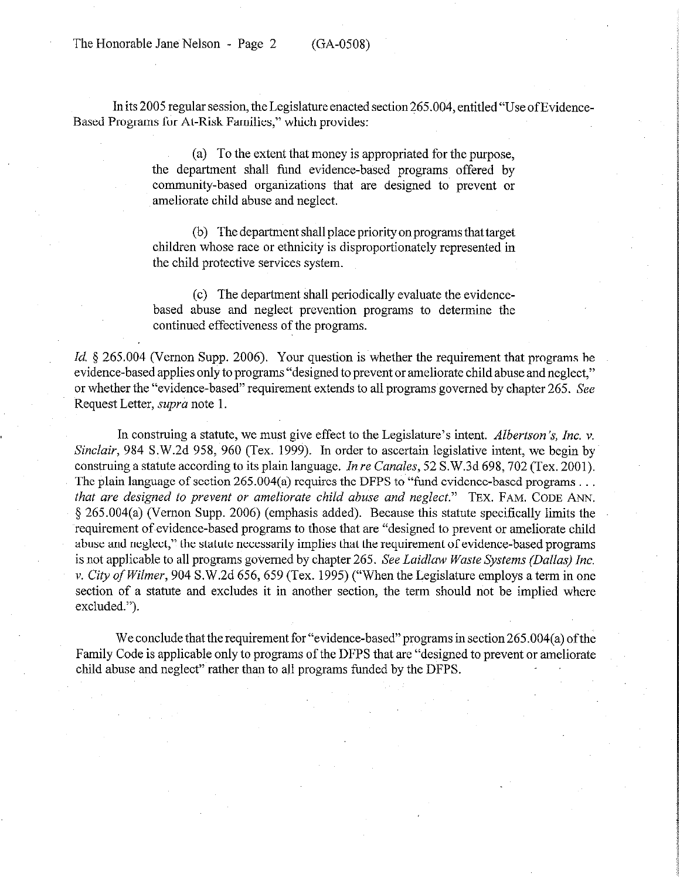In its 2005 regular session, the Legislature enacted section 265.004, entitled "Use of Evidence-Based Programs for At-Risk Families," which provides:

> (a) To the extent that money is appropriated for the purpose, the department shall fund evidence-based programs offered by community-based organizations that are designed to prevent or ameliorate child abuse and neglect.
>
> (b) The department shall place priority on programs that target children whose race or ethnicity is disproportionately represented in the child protective services system.
>
> (c) The department shall periodically evaluate the evidence-based abuse and neglect prevention programs to determine the continued effectiveness of the programs.

*Id.* § 265.004 (Vernon Supp. 2006). Your question is whether the requirement that programs be evidence-based applies only to programs "designed to prevent or ameliorate child abuse and neglect," or whether the "evidence-based" requirement extends to all programs governed by chapter 265. *See* Request Letter, *supra* note 1.

In construing a statute, we must give effect to the Legislature's intent. *Albertson's, Inc. v. Sinclair*, 984 S.W.2d 958, 960 (Tex. 1999). In order to ascertain legislative intent, we begin by construing a statute according to its plain language. *In re Canales*, 52 S.W.3d 698, 702 (Tex. 2001). The plain language of section 265.004(a) requires the DFPS to "fund evidence-based programs . . . *that are designed to prevent or ameliorate child abuse and neglect.*" TEX. FAM. CODE ANN. § 265.004(a) (Vernon Supp. 2006) (emphasis added). Because this statute specifically limits the requirement of evidence-based programs to those that are "designed to prevent or ameliorate child abuse and neglect," the statute necessarily implies that the requirement of evidence-based programs is not applicable to all programs governed by chapter 265. *See Laidlaw Waste Systems (Dallas) Inc. v. City of Wilmer*, 904 S.W.2d 656, 659 (Tex. 1995) ("When the Legislature employs a term in one section of a statute and excludes it in another section, the term should not be implied where excluded.").

We conclude that the requirement for "evidence-based" programs in section 265.004(a) of the Family Code is applicable only to programs of the DFPS that are "designed to prevent or ameliorate child abuse and neglect" rather than to all programs funded by the DFPS.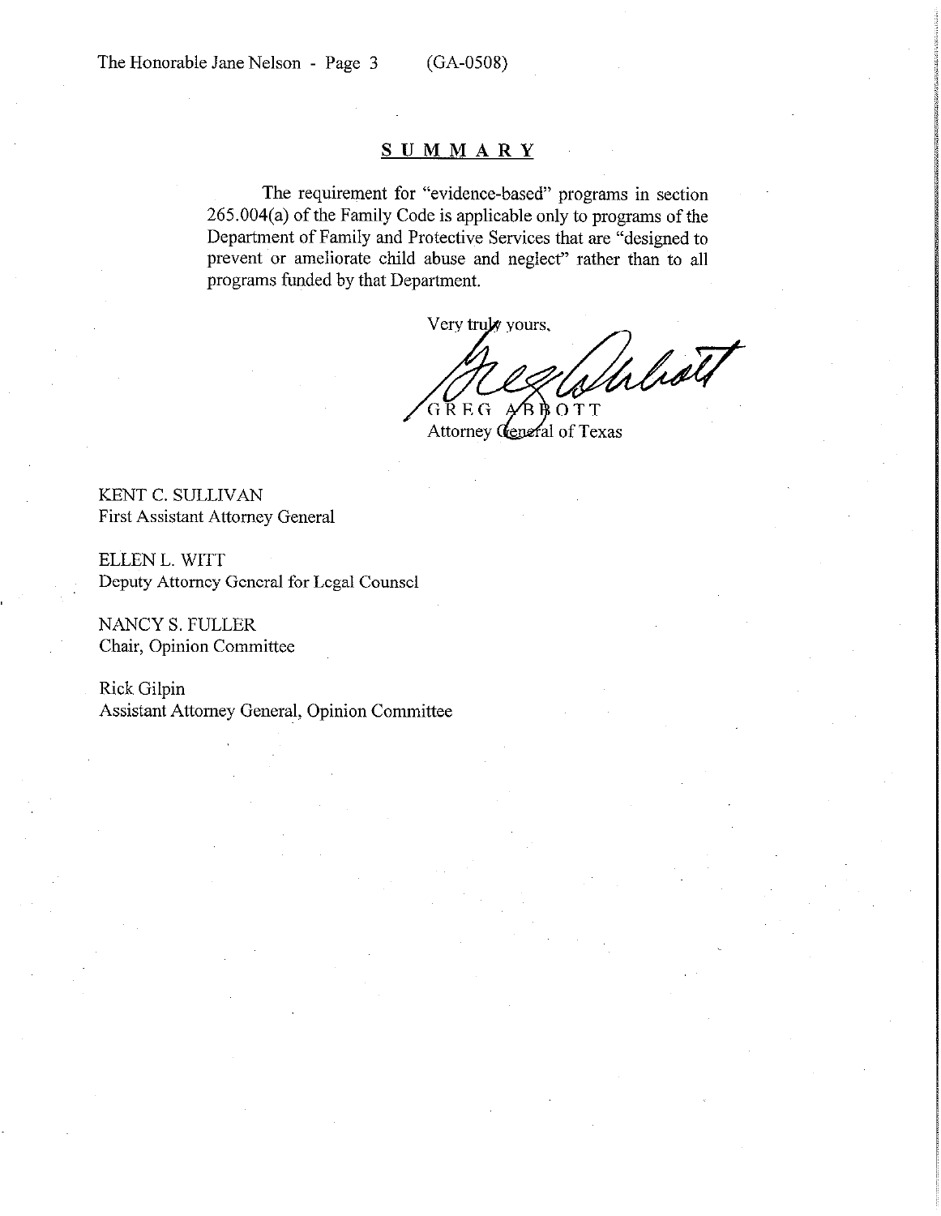## SUMMARY

The requirement for "evidence-based" programs in section 265.004(a) of the Family Code is applicable only to programs of the Department of Family and Protective Services that are "designed to prevent or ameliorate child abuse and neglect" rather than to all programs funded by that Department.

Very truly yours,

GREG ABBOTT
Attorney General of Texas

KENT C. SULLIVAN
First Assistant Attorney General

ELLEN L. WITT
Deputy Attorney General for Legal Counsel

NANCY S. FULLER
Chair, Opinion Committee

Rick Gilpin
Assistant Attorney General, Opinion Committee